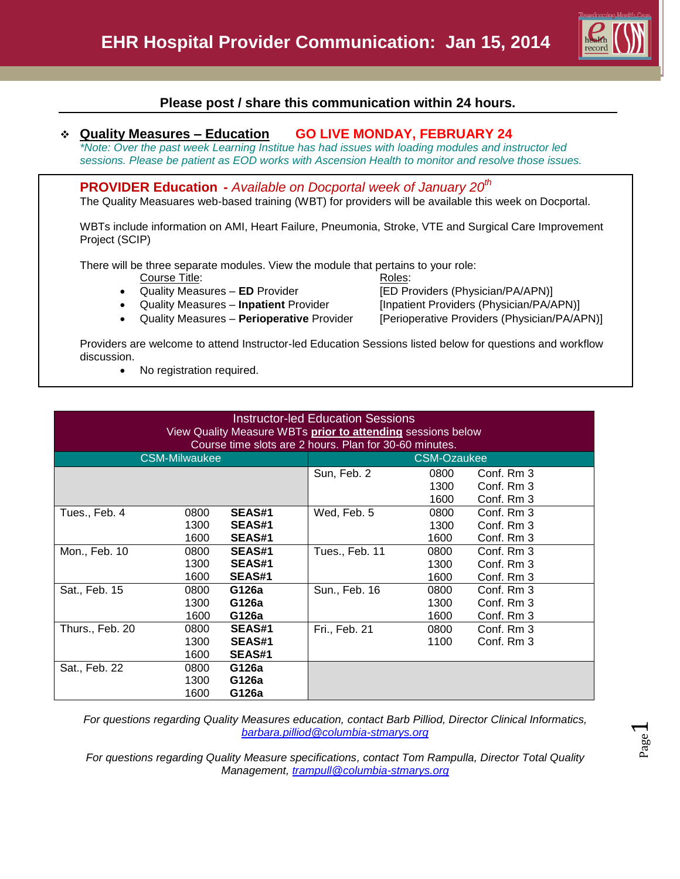# EHR Hospital Provider Communication: Jan 15, 2014

**Please post / share this communication within 24 hours.**

❖ **Quality Measures – Education** **GO LIVE MONDAY, FEBRUARY 24**

*\*Note: Over the past week Learning Institue has had issues with loading modules and instructor led sessions. Please be patient as EOD works with Ascension Health to monitor and resolve those issues.*

**PROVIDER Education -** *Available on Docportal week of January 20th*

The Quality Measuares web-based training (WBT) for providers will be available this week on Docportal.

WBTs include information on AMI, Heart Failure, Pneumonia, Stroke, VTE and Surgical Care Improvement Project (SCIP)

There will be three separate modules. View the module that pertains to your role:

| Course Title: | Roles: |
|---|---|
| • Quality Measures – **ED** Provider | [ED Providers (Physician/PA/APN)] |
| • Quality Measures – **Inpatient** Provider | [Inpatient Providers (Physician/PA/APN)] |
| • Quality Measures – **Perioperative** Provider | [Perioperative Providers (Physician/PA/APN)] |

Providers are welcome to attend Instructor-led Education Sessions listed below for questions and workflow discussion.

- No registration required.

| Instructor-led Education Sessions<br>View Quality Measure WBTs **prior to attending** sessions below<br>Course time slots are 2 hours. Plan for 30-60 minutes. | | | | | |
|---|---|---|---|---|---|
| CSM-Milwaukee | | | CSM-Ozaukee | | |
| | | | Sun, Feb. 2 | 0800<br>1300<br>1600 | Conf. Rm 3<br>Conf. Rm 3<br>Conf. Rm 3 |
| Tues., Feb. 4 | 0800<br>1300<br>1600 | **SEAS#1**<br>**SEAS#1**<br>**SEAS#1** | Wed, Feb. 5 | 0800<br>1300<br>1600 | Conf. Rm 3<br>Conf. Rm 3<br>Conf. Rm 3 |
| Mon., Feb. 10 | 0800<br>1300<br>1600 | **SEAS#1**<br>**SEAS#1**<br>**SEAS#1** | Tues., Feb. 11 | 0800<br>1300<br>1600 | Conf. Rm 3<br>Conf. Rm 3<br>Conf. Rm 3 |
| Sat., Feb. 15 | 0800<br>1300<br>1600 | **G126a**<br>**G126a**<br>**G126a** | Sun., Feb. 16 | 0800<br>1300<br>1600 | Conf. Rm 3<br>Conf. Rm 3<br>Conf. Rm 3 |
| Thurs., Feb. 20 | 0800<br>1300<br>1600 | **SEAS#1**<br>**SEAS#1**<br>**SEAS#1** | Fri., Feb. 21 | 0800<br>1100 | Conf. Rm 3<br>Conf. Rm 3 |
| Sat., Feb. 22 | 0800<br>1300<br>1600 | **G126a**<br>**G126a**<br>**G126a** | | | |

*For questions regarding Quality Measures education, contact Barb Pilliod, Director Clinical Informatics,* [barbara.pilliod@columbia-stmarys.org](mailto:barbara.pilliod@columbia-stmarys.org)

*For questions regarding Quality Measure specifications, contact Tom Rampulla, Director Total Quality Management,* [trampull@columbia-stmarys.org](mailto:trampull@columbia-stmarys.org)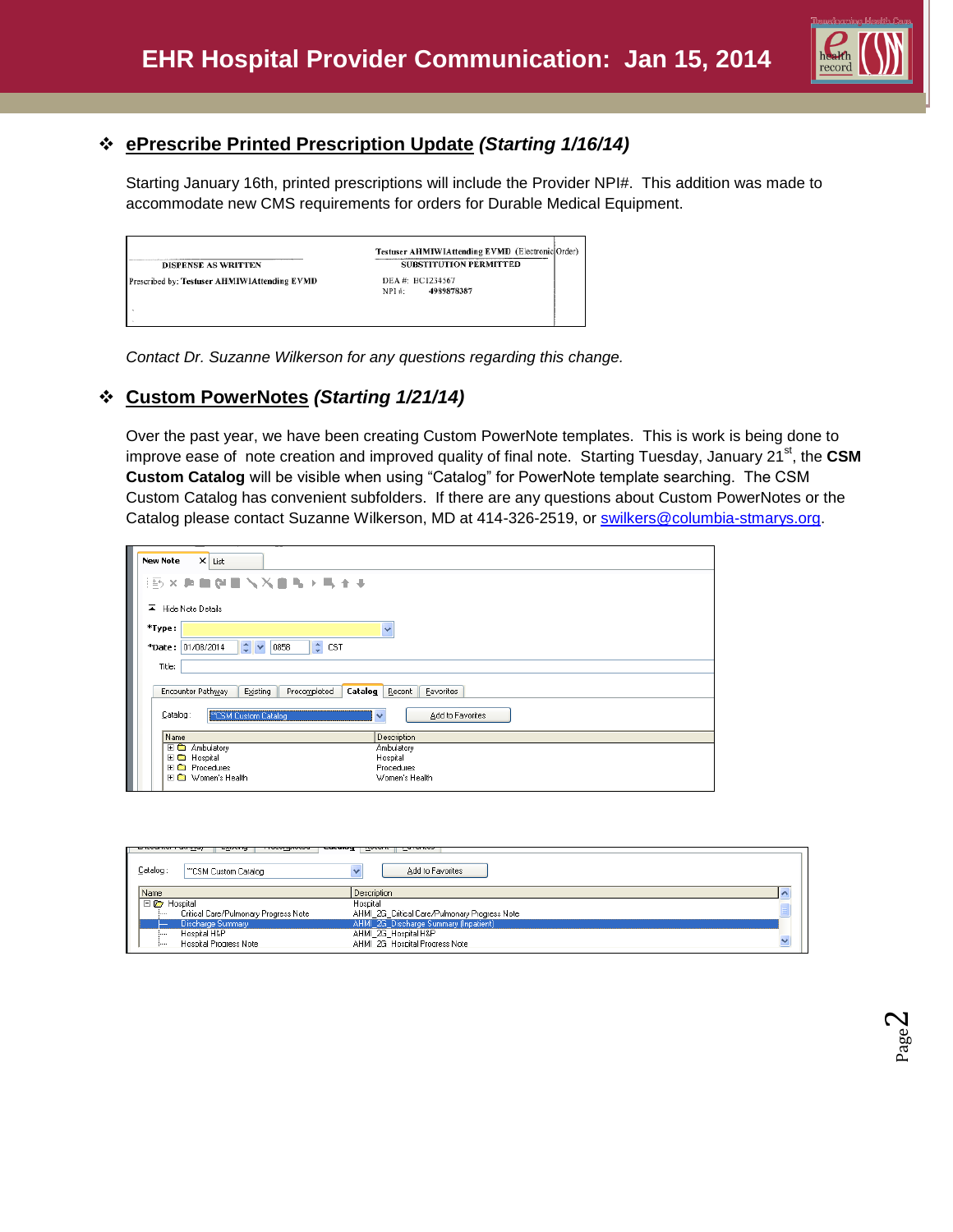# EHR Hospital Provider Communication: Jan 15, 2014

## ❖ ePrescribe Printed Prescription Update *(Starting 1/16/14)*

Starting January 16th, printed prescriptions will include the Provider NPI#. This addition was made to accommodate new CMS requirements for orders for Durable Medical Equipment.

*Contact Dr. Suzanne Wilkerson for any questions regarding this change.*

## ❖ Custom PowerNotes *(Starting 1/21/14)*

Over the past year, we have been creating Custom PowerNote templates. This is work is being done to improve ease of note creation and improved quality of final note. Starting Tuesday, January 21st, the **CSM Custom Catalog** will be visible when using "Catalog" for PowerNote template searching. The CSM Custom Catalog has convenient subfolders. If there are any questions about Custom PowerNotes or the Catalog please contact Suzanne Wilkerson, MD at 414-326-2519, or swilkers@columbia-stmarys.org.